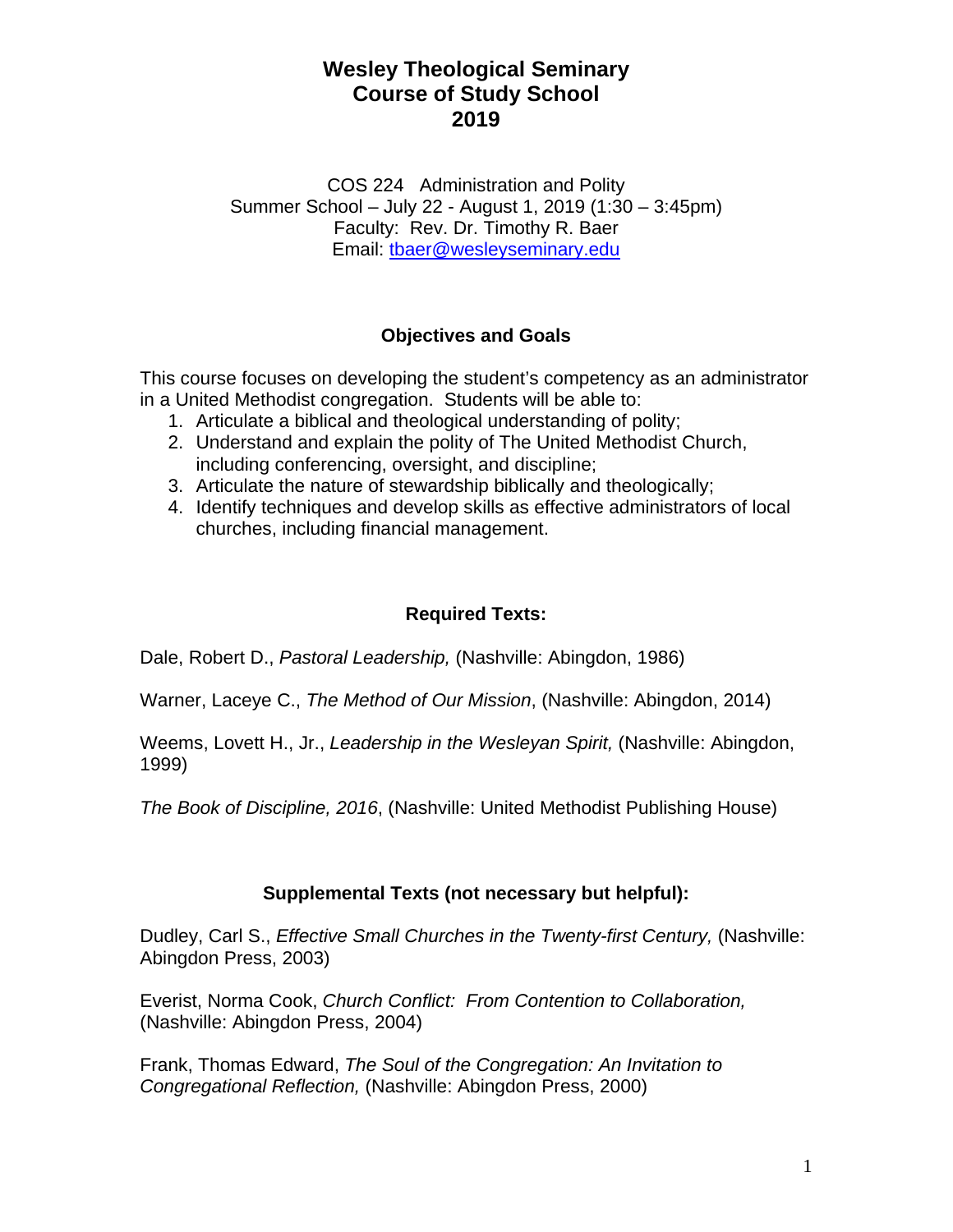# Wesley Theological Seminary
# Course of Study School
# 2019

COS 224 Administration and Polity
Summer School – July 22 - August 1, 2019 (1:30 – 3:45pm)
Faculty: Rev. Dr. Timothy R. Baer
Email: tbaer@wesleyseminary.edu

## Objectives and Goals

This course focuses on developing the student's competency as an administrator in a United Methodist congregation. Students will be able to:

1. Articulate a biblical and theological understanding of polity;
2. Understand and explain the polity of The United Methodist Church, including conferencing, oversight, and discipline;
3. Articulate the nature of stewardship biblically and theologically;
4. Identify techniques and develop skills as effective administrators of local churches, including financial management.

## Required Texts:

Dale, Robert D., *Pastoral Leadership,* (Nashville: Abingdon, 1986)

Warner, Laceye C., *The Method of Our Mission*, (Nashville: Abingdon, 2014)

Weems, Lovett H., Jr., *Leadership in the Wesleyan Spirit,* (Nashville: Abingdon, 1999)

*The Book of Discipline, 2016*, (Nashville: United Methodist Publishing House)

## Supplemental Texts (not necessary but helpful):

Dudley, Carl S., *Effective Small Churches in the Twenty-first Century,* (Nashville: Abingdon Press, 2003)

Everist, Norma Cook, *Church Conflict: From Contention to Collaboration,* (Nashville: Abingdon Press, 2004)

Frank, Thomas Edward, *The Soul of the Congregation: An Invitation to Congregational Reflection,* (Nashville: Abingdon Press, 2000)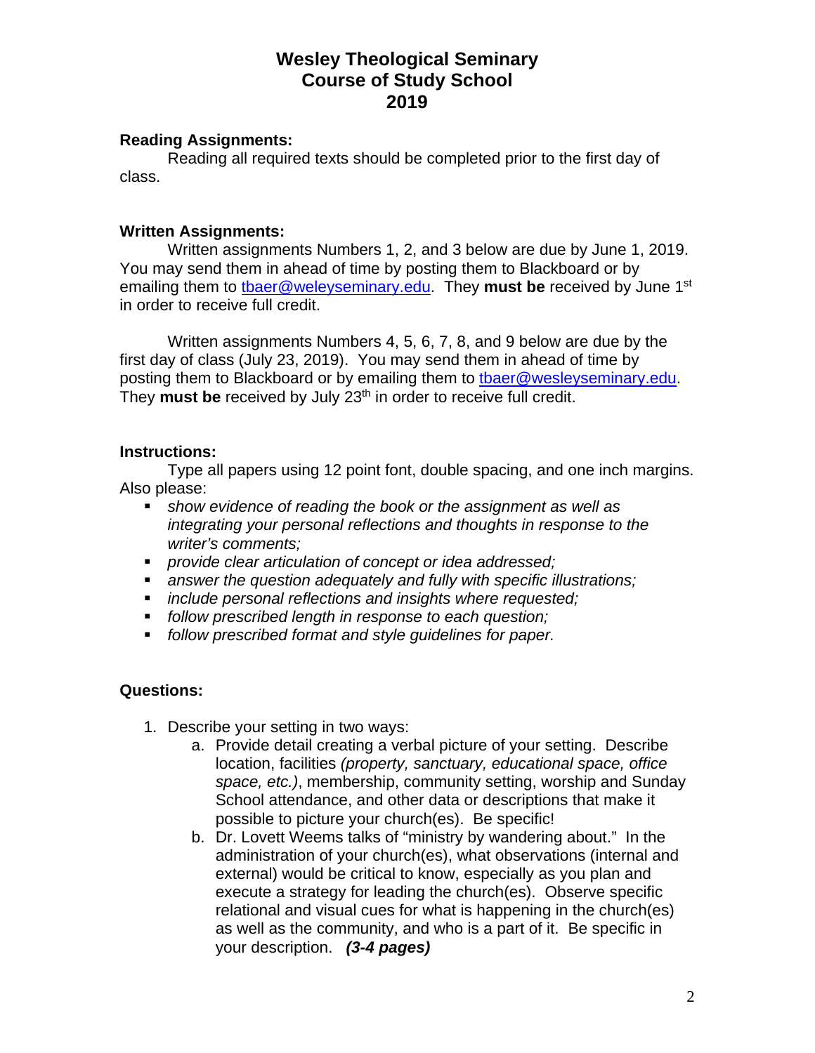# Wesley Theological Seminary
# Course of Study School
# 2019

**Reading Assignments:**

Reading all required texts should be completed prior to the first day of class.

**Written Assignments:**

Written assignments Numbers 1, 2, and 3 below are due by June 1, 2019. You may send them in ahead of time by posting them to Blackboard or by emailing them to tbaer@weleyseminary.edu. They **must be** received by June 1st in order to receive full credit.

Written assignments Numbers 4, 5, 6, 7, 8, and 9 below are due by the first day of class (July 23, 2019). You may send them in ahead of time by posting them to Blackboard or by emailing them to tbaer@wesleyseminary.edu. They **must be** received by July 23th in order to receive full credit.

**Instructions:**

Type all papers using 12 point font, double spacing, and one inch margins. Also please:

- *show evidence of reading the book or the assignment as well as integrating your personal reflections and thoughts in response to the writer's comments;*
- *provide clear articulation of concept or idea addressed;*
- *answer the question adequately and fully with specific illustrations;*
- *include personal reflections and insights where requested;*
- *follow prescribed length in response to each question;*
- *follow prescribed format and style guidelines for paper.*

**Questions:**

1. Describe your setting in two ways:
   a. Provide detail creating a verbal picture of your setting. Describe location, facilities *(property, sanctuary, educational space, office space, etc.)*, membership, community setting, worship and Sunday School attendance, and other data or descriptions that make it possible to picture your church(es). Be specific!
   b. Dr. Lovett Weems talks of "ministry by wandering about." In the administration of your church(es), what observations (internal and external) would be critical to know, especially as you plan and execute a strategy for leading the church(es). Observe specific relational and visual cues for what is happening in the church(es) as well as the community, and who is a part of it. Be specific in your description. ***(3-4 pages)***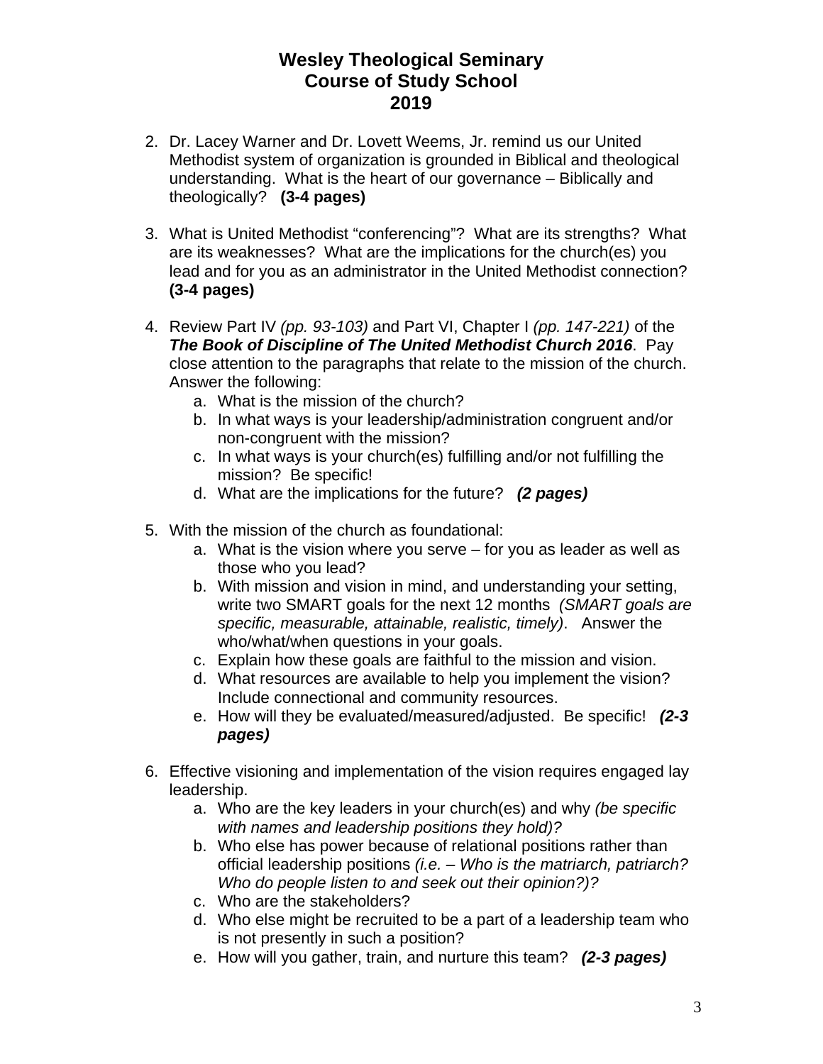# Wesley Theological Seminary
# Course of Study School
# 2019

2. Dr. Lacey Warner and Dr. Lovett Weems, Jr. remind us our United Methodist system of organization is grounded in Biblical and theological understanding. What is the heart of our governance – Biblically and theologically? **(3-4 pages)**

3. What is United Methodist "conferencing"? What are its strengths? What are its weaknesses? What are the implications for the church(es) you lead and for you as an administrator in the United Methodist connection? **(3-4 pages)**

4. Review Part IV *(pp. 93-103)* and Part VI, Chapter I *(pp. 147-221)* of the ***The Book of Discipline of The United Methodist Church 2016***. Pay close attention to the paragraphs that relate to the mission of the church. Answer the following:
   a. What is the mission of the church?
   b. In what ways is your leadership/administration congruent and/or non-congruent with the mission?
   c. In what ways is your church(es) fulfilling and/or not fulfilling the mission? Be specific!
   d. What are the implications for the future? ***(2 pages)***

5. With the mission of the church as foundational:
   a. What is the vision where you serve – for you as leader as well as those who you lead?
   b. With mission and vision in mind, and understanding your setting, write two SMART goals for the next 12 months *(SMART goals are specific, measurable, attainable, realistic, timely)*. Answer the who/what/when questions in your goals.
   c. Explain how these goals are faithful to the mission and vision.
   d. What resources are available to help you implement the vision? Include connectional and community resources.
   e. How will they be evaluated/measured/adjusted. Be specific! ***(2-3 pages)***

6. Effective visioning and implementation of the vision requires engaged lay leadership.
   a. Who are the key leaders in your church(es) and why *(be specific with names and leadership positions they hold)?*
   b. Who else has power because of relational positions rather than official leadership positions *(i.e. – Who is the matriarch, patriarch? Who do people listen to and seek out their opinion?)?*
   c. Who are the stakeholders?
   d. Who else might be recruited to be a part of a leadership team who is not presently in such a position?
   e. How will you gather, train, and nurture this team? ***(2-3 pages)***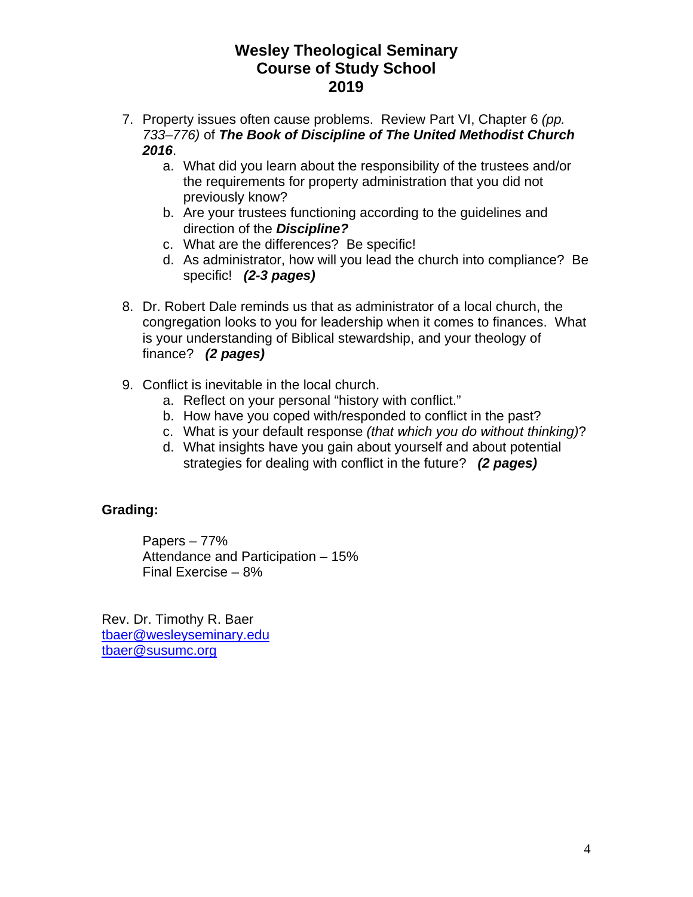7. Property issues often cause problems. Review Part VI, Chapter 6 *(pp. 733–776)* of ***The Book of Discipline of The United Methodist Church 2016***.
   a. What did you learn about the responsibility of the trustees and/or the requirements for property administration that you did not previously know?
   b. Are your trustees functioning according to the guidelines and direction of the ***Discipline?***
   c. What are the differences? Be specific!
   d. As administrator, how will you lead the church into compliance? Be specific! ***(2-3 pages)***

8. Dr. Robert Dale reminds us that as administrator of a local church, the congregation looks to you for leadership when it comes to finances. What is your understanding of Biblical stewardship, and your theology of finance? ***(2 pages)***

9. Conflict is inevitable in the local church.
   a. Reflect on your personal "history with conflict."
   b. How have you coped with/responded to conflict in the past?
   c. What is your default response *(that which you do without thinking)*?
   d. What insights have you gain about yourself and about potential strategies for dealing with conflict in the future? ***(2 pages)***

**Grading:**

Papers – 77%
Attendance and Participation – 15%
Final Exercise – 8%

Rev. Dr. Timothy R. Baer
tbaer@wesleyseminary.edu
tbaer@susumc.org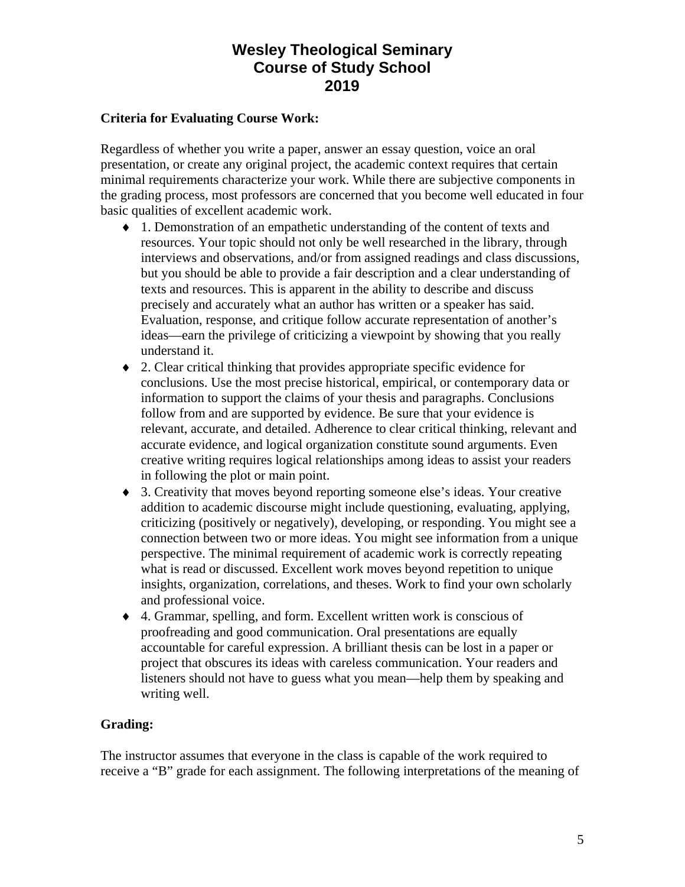# Wesley Theological Seminary
# Course of Study School
# 2019

**Criteria for Evaluating Course Work:**

Regardless of whether you write a paper, answer an essay question, voice an oral presentation, or create any original project, the academic context requires that certain minimal requirements characterize your work. While there are subjective components in the grading process, most professors are concerned that you become well educated in four basic qualities of excellent academic work.

- 1. Demonstration of an empathetic understanding of the content of texts and resources. Your topic should not only be well researched in the library, through interviews and observations, and/or from assigned readings and class discussions, but you should be able to provide a fair description and a clear understanding of texts and resources. This is apparent in the ability to describe and discuss precisely and accurately what an author has written or a speaker has said. Evaluation, response, and critique follow accurate representation of another's ideas—earn the privilege of criticizing a viewpoint by showing that you really understand it.
- 2. Clear critical thinking that provides appropriate specific evidence for conclusions. Use the most precise historical, empirical, or contemporary data or information to support the claims of your thesis and paragraphs. Conclusions follow from and are supported by evidence. Be sure that your evidence is relevant, accurate, and detailed. Adherence to clear critical thinking, relevant and accurate evidence, and logical organization constitute sound arguments. Even creative writing requires logical relationships among ideas to assist your readers in following the plot or main point.
- 3. Creativity that moves beyond reporting someone else's ideas. Your creative addition to academic discourse might include questioning, evaluating, applying, criticizing (positively or negatively), developing, or responding. You might see a connection between two or more ideas. You might see information from a unique perspective. The minimal requirement of academic work is correctly repeating what is read or discussed. Excellent work moves beyond repetition to unique insights, organization, correlations, and theses. Work to find your own scholarly and professional voice.
- 4. Grammar, spelling, and form. Excellent written work is conscious of proofreading and good communication. Oral presentations are equally accountable for careful expression. A brilliant thesis can be lost in a paper or project that obscures its ideas with careless communication. Your readers and listeners should not have to guess what you mean—help them by speaking and writing well.

**Grading:**

The instructor assumes that everyone in the class is capable of the work required to receive a "B" grade for each assignment. The following interpretations of the meaning of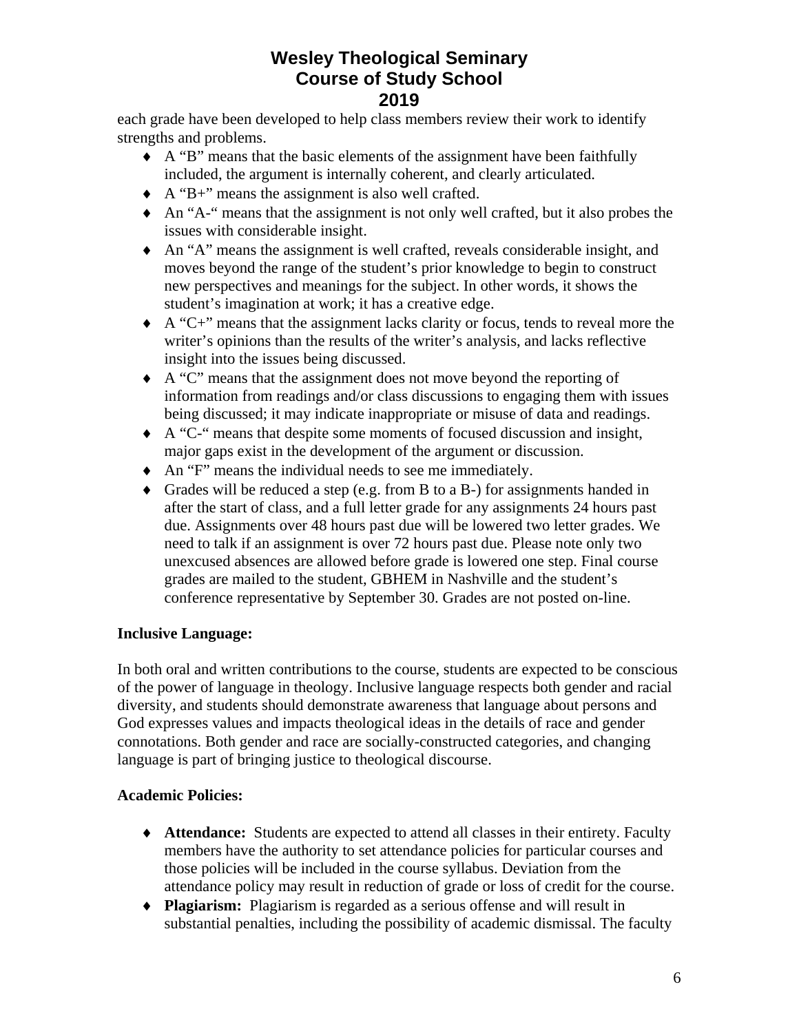each grade have been developed to help class members review their work to identify strengths and problems.

- A "B" means that the basic elements of the assignment have been faithfully included, the argument is internally coherent, and clearly articulated.
- A "B+" means the assignment is also well crafted.
- An "A-" means that the assignment is not only well crafted, but it also probes the issues with considerable insight.
- An "A" means the assignment is well crafted, reveals considerable insight, and moves beyond the range of the student's prior knowledge to begin to construct new perspectives and meanings for the subject. In other words, it shows the student's imagination at work; it has a creative edge.
- A "C+" means that the assignment lacks clarity or focus, tends to reveal more the writer's opinions than the results of the writer's analysis, and lacks reflective insight into the issues being discussed.
- A "C" means that the assignment does not move beyond the reporting of information from readings and/or class discussions to engaging them with issues being discussed; it may indicate inappropriate or misuse of data and readings.
- A "C-" means that despite some moments of focused discussion and insight, major gaps exist in the development of the argument or discussion.
- An "F" means the individual needs to see me immediately.
- Grades will be reduced a step (e.g. from B to a B-) for assignments handed in after the start of class, and a full letter grade for any assignments 24 hours past due. Assignments over 48 hours past due will be lowered two letter grades. We need to talk if an assignment is over 72 hours past due. Please note only two unexcused absences are allowed before grade is lowered one step. Final course grades are mailed to the student, GBHEM in Nashville and the student's conference representative by September 30. Grades are not posted on-line.

**Inclusive Language:**

In both oral and written contributions to the course, students are expected to be conscious of the power of language in theology. Inclusive language respects both gender and racial diversity, and students should demonstrate awareness that language about persons and God expresses values and impacts theological ideas in the details of race and gender connotations. Both gender and race are socially-constructed categories, and changing language is part of bringing justice to theological discourse.

**Academic Policies:**

- **Attendance:** Students are expected to attend all classes in their entirety. Faculty members have the authority to set attendance policies for particular courses and those policies will be included in the course syllabus. Deviation from the attendance policy may result in reduction of grade or loss of credit for the course.
- **Plagiarism:** Plagiarism is regarded as a serious offense and will result in substantial penalties, including the possibility of academic dismissal. The faculty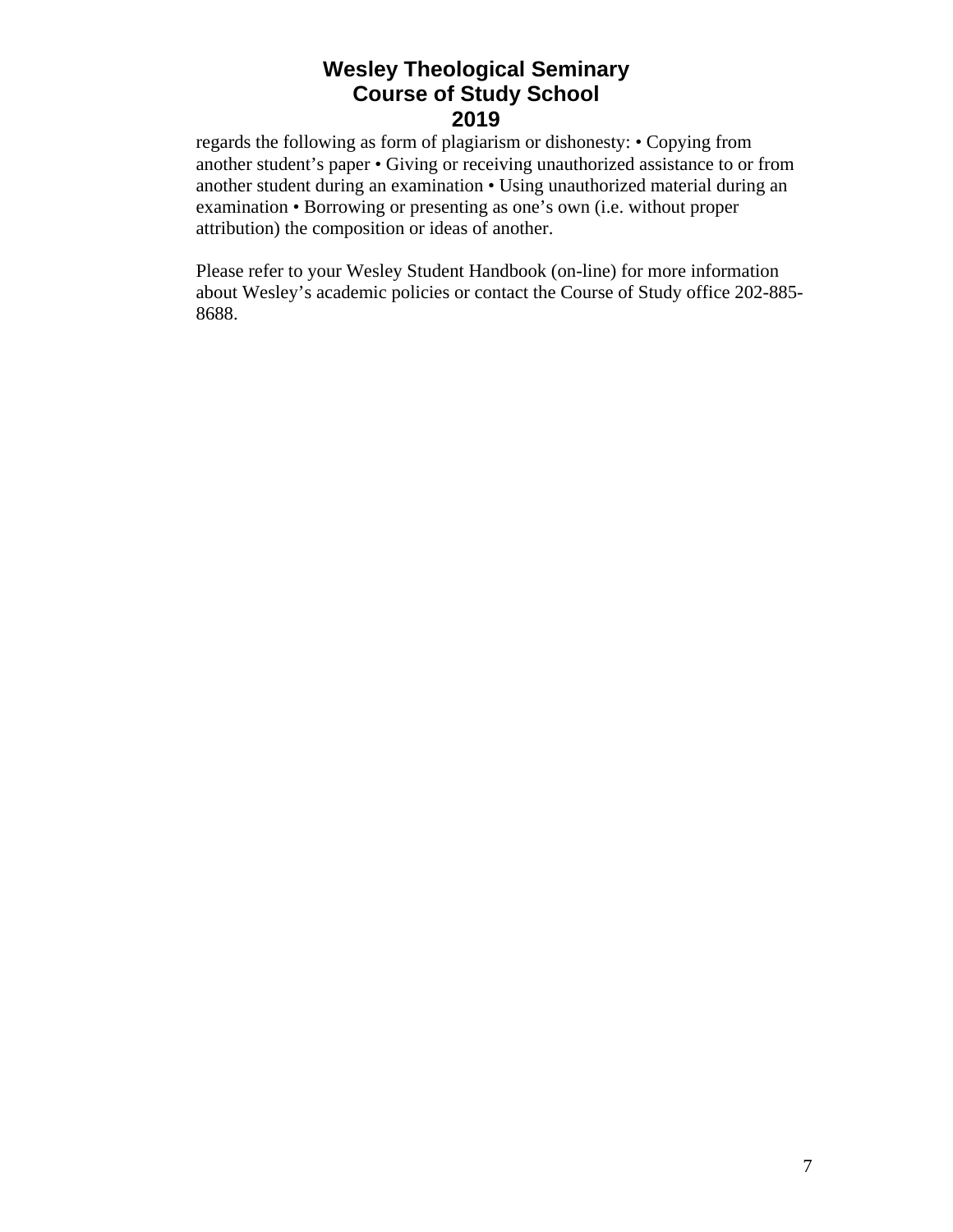regards the following as form of plagiarism or dishonesty: • Copying from another student's paper • Giving or receiving unauthorized assistance to or from another student during an examination • Using unauthorized material during an examination • Borrowing or presenting as one's own (i.e. without proper attribution) the composition or ideas of another.

Please refer to your Wesley Student Handbook (on-line) for more information about Wesley's academic policies or contact the Course of Study office 202-885-8688.